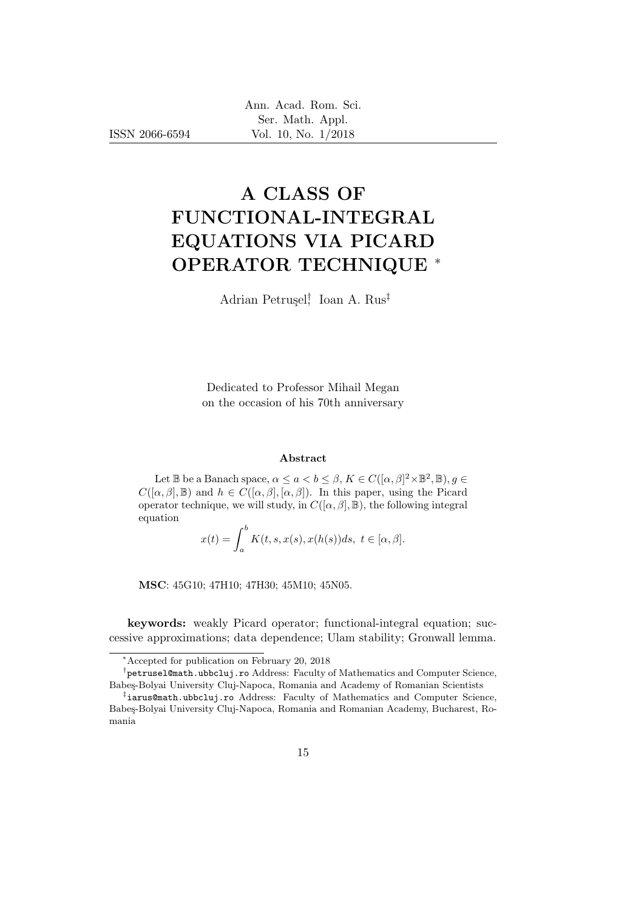# A CLASS OF FUNCTIONAL-INTEGRAL EQUATIONS VIA PICARD OPERATOR TECHNIQUE [*]

Adrian Petruşel[†], Ioan A. Rus[‡]

Dedicated to Professor Mihail Megan on the occasion of his 70th anniversary

**Abstract**

Let $\mathbb{B}$ be a Banach space, $\alpha \leq a < b \leq \beta$, $K \in C([\alpha, \beta]^2 \times \mathbb{B}^2, \mathbb{B})$, $g \in C([\alpha, \beta], \mathbb{B})$ and $h \in C([\alpha, \beta], [\alpha, \beta])$. In this paper, using the Picard operator technique, we will study, in $C([\alpha, \beta], \mathbb{B})$, the following integral equation

$$x(t) = \int_a^b K(t, s, x(s), x(h(s))ds, \ t \in [\alpha, \beta].$$

**MSC**: 45G10; 47H10; 47H30; 45M10; 45N05.

**keywords:** weakly Picard operator; functional-integral equation; successive approximations; data dependence; Ulam stability; Gronwall lemma.

---

[*] Accepted for publication on February 20, 2018

[†] petrusel@math.ubbcluj.ro Address: Faculty of Mathematics and Computer Science, Babeş-Bolyai University Cluj-Napoca, Romania and Academy of Romanian Scientists

[‡] iarus@math.ubbcluj.ro Address: Faculty of Mathematics and Computer Science, Babeş-Bolyai University Cluj-Napoca, Romania and Romanian Academy, Bucharest, Romania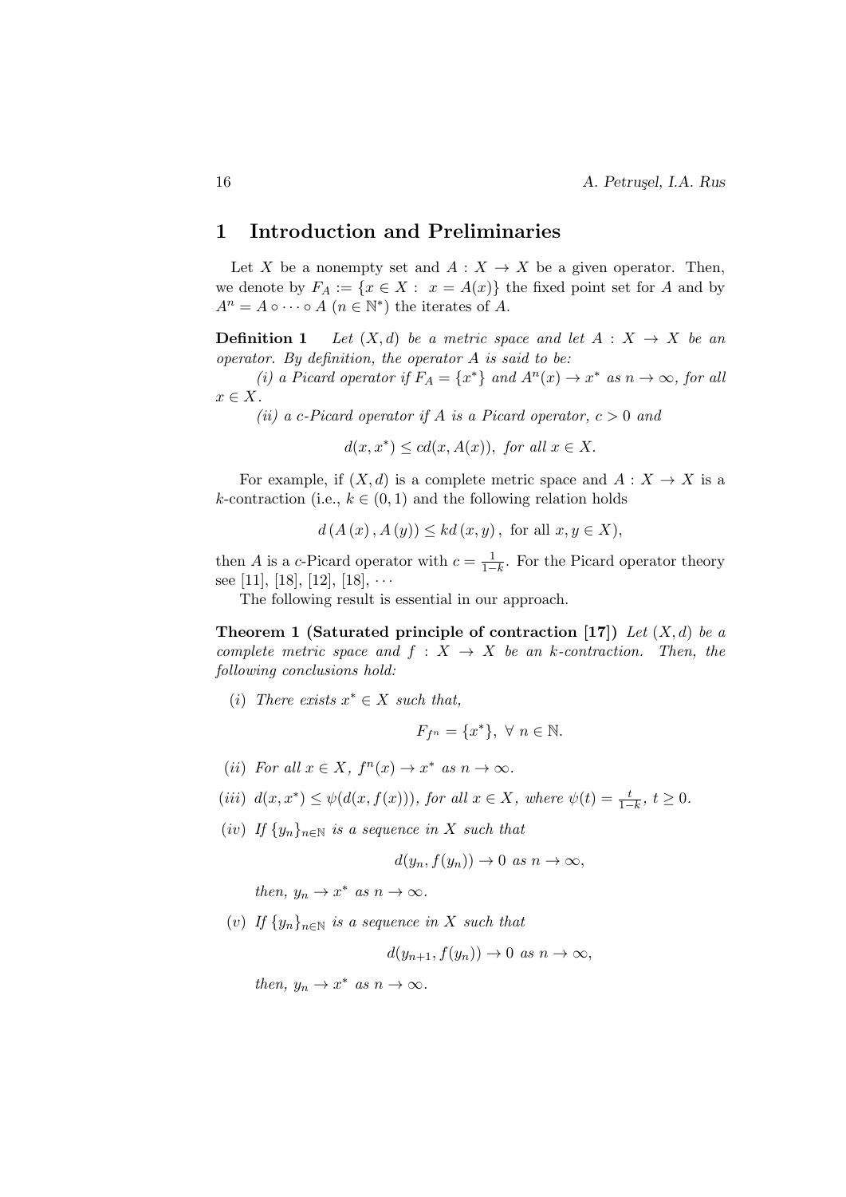## 1 Introduction and Preliminaries

Let $X$ be a nonempty set and $A : X \to X$ be a given operator. Then, we denote by $F_A := \{x \in X : \; x = A(x)\}$ the fixed point set for $A$ and by $A^n = A \circ \cdots \circ A$ ($n \in \mathbb{N}^*$) the iterates of $A$.

**Definition 1** *Let $(X, d)$ be a metric space and let $A : X \to X$ be an operator. By definition, the operator $A$ is said to be:*

*(i) a Picard operator if $F_A = \{x^*\}$ and $A^n(x) \to x^*$ as $n \to \infty$, for all $x \in X$.*

*(ii) a c-Picard operator if $A$ is a Picard operator, $c > 0$ and*

$$d(x, x^*) \leq c d(x, A(x)), \text{ for all } x \in X.$$

For example, if $(X, d)$ is a complete metric space and $A : X \to X$ is a $k$-contraction (i.e., $k \in (0, 1)$ and the following relation holds

$$d(A(x), A(y)) \leq k d(x, y), \text{ for all } x, y \in X),$$

then $A$ is a $c$-Picard operator with $c = \frac{1}{1-k}$. For the Picard operator theory see [11], [18], [12], [18], $\cdots$

The following result is essential in our approach.

**Theorem 1 (Saturated principle of contraction [17])** *Let $(X, d)$ be a complete metric space and $f : X \to X$ be an $k$-contraction. Then, the following conclusions hold:*

$(i)$ *There exists $x^* \in X$ such that,*

$$F_{f^n} = \{x^*\}, \; \forall \; n \in \mathbb{N}.$$

$(ii)$ *For all $x \in X$, $f^n(x) \to x^*$ as $n \to \infty$.*

$(iii)$ *$d(x, x^*) \leq \psi(d(x, f(x)))$, for all $x \in X$, where $\psi(t) = \frac{t}{1-k}$, $t \geq 0$.*

$(iv)$ *If $\{y_n\}_{n \in \mathbb{N}}$ is a sequence in $X$ such that*

$$d(y_n, f(y_n)) \to 0 \text{ as } n \to \infty,$$

*then, $y_n \to x^*$ as $n \to \infty$.*

$(v)$ *If $\{y_n\}_{n \in \mathbb{N}}$ is a sequence in $X$ such that*

$$d(y_{n+1}, f(y_n)) \to 0 \text{ as } n \to \infty,$$

*then, $y_n \to x^*$ as $n \to \infty$.*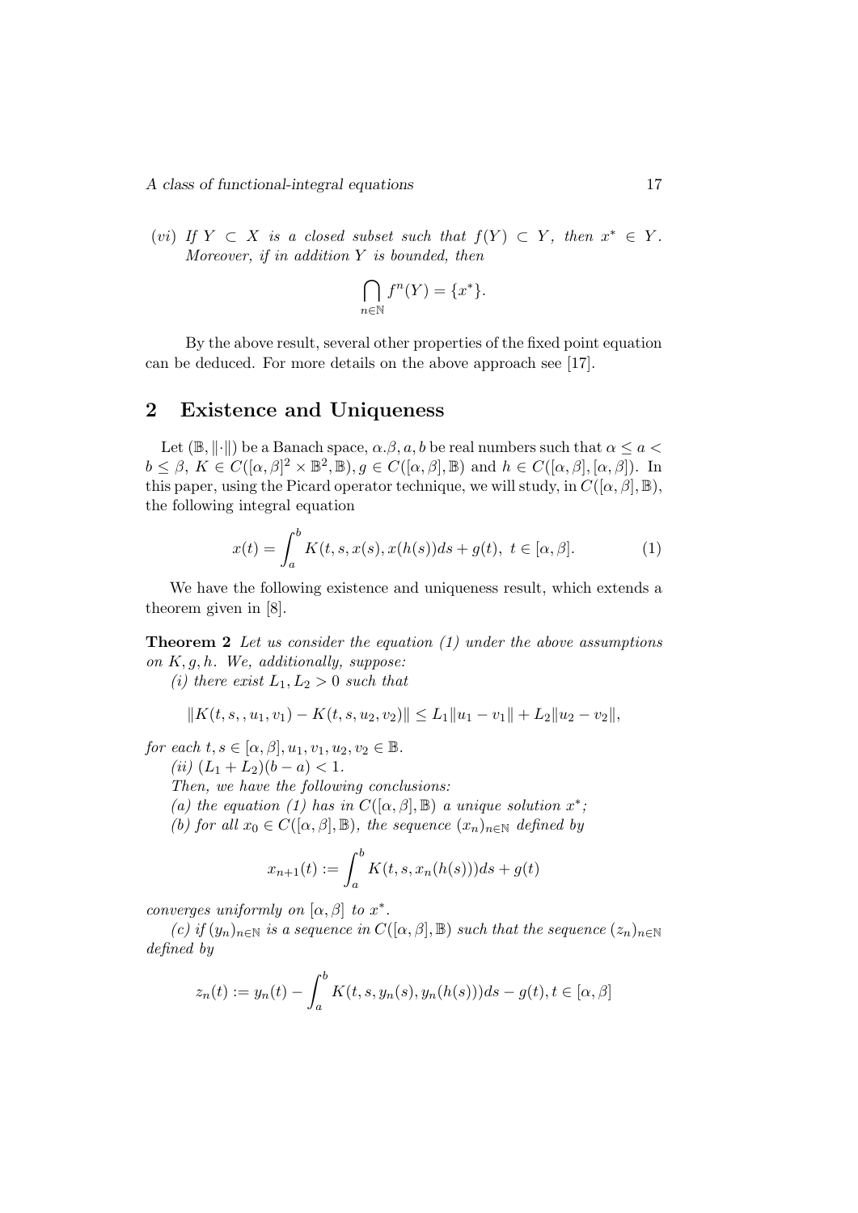(*vi*) *If $Y \subset X$ is a closed subset such that $f(Y) \subset Y$, then $x^* \in Y$. Moreover, if in addition $Y$ is bounded, then*

$$\bigcap_{n \in \mathbb{N}} f^n(Y) = \{x^*\}.$$

By the above result, several other properties of the fixed point equation can be deduced. For more details on the above approach see [17].

## 2 Existence and Uniqueness

Let $(\mathbb{B}, \|\cdot\|)$ be a Banach space, $\alpha.\beta, a, b$ be real numbers such that $\alpha \leq a < b \leq \beta$, $K \in C([\alpha, \beta]^2 \times \mathbb{B}^2, \mathbb{B})$, $g \in C([\alpha, \beta], \mathbb{B})$ and $h \in C([\alpha, \beta], [\alpha, \beta])$. In this paper, using the Picard operator technique, we will study, in $C([\alpha, \beta], \mathbb{B})$, the following integral equation

$$x(t) = \int_a^b K(t, s, x(s), x(h(s)))ds + g(t), \; t \in [\alpha, \beta]. \tag{1}$$

We have the following existence and uniqueness result, which extends a theorem given in [8].

**Theorem 2** *Let us consider the equation (1) under the above assumptions on $K, g, h$. We, additionally, suppose:*

*(i) there exist $L_1, L_2 > 0$ such that*

$$\|K(t, s, , u_1, v_1) - K(t, s, u_2, v_2)\| \leq L_1\|u_1 - v_1\| + L_2\|u_2 - v_2\|,$$

*for each $t, s \in [\alpha, \beta], u_1, v_1, u_2, v_2 \in \mathbb{B}$.*

*(ii) $(L_1 + L_2)(b - a) < 1$.*

*Then, we have the following conclusions:*

*(a) the equation (1) has in $C([\alpha, \beta], \mathbb{B})$ a unique solution $x^*$;*

*(b) for all $x_0 \in C([\alpha, \beta], \mathbb{B})$, the sequence $(x_n)_{n \in \mathbb{N}}$ defined by*

$$x_{n+1}(t) := \int_a^b K(t, s, x_n(h(s)))ds + g(t)$$

*converges uniformly on $[\alpha, \beta]$ to $x^*$.*

*(c) if $(y_n)_{n \in \mathbb{N}}$ is a sequence in $C([\alpha, \beta], \mathbb{B})$ such that the sequence $(z_n)_{n \in \mathbb{N}}$ defined by*

$$z_n(t) := y_n(t) - \int_a^b K(t, s, y_n(s), y_n(h(s)))ds - g(t), t \in [\alpha, \beta]$$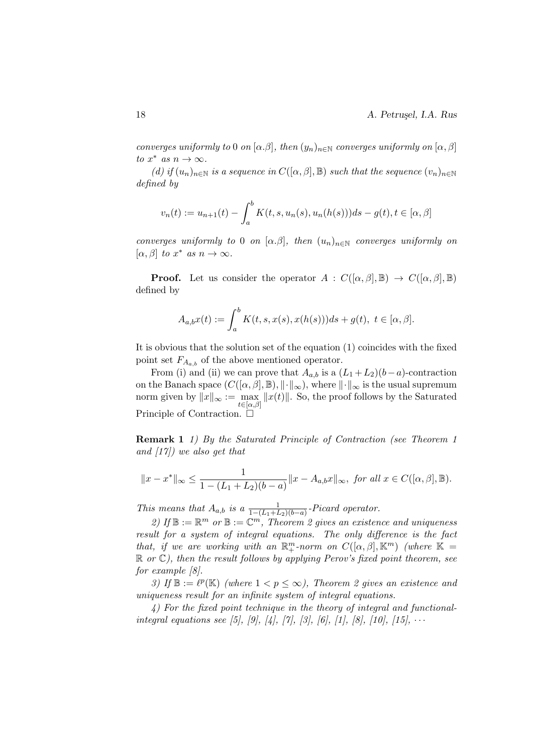*converges uniformly to* 0 *on* $[\alpha.\beta]$*, then* $(y_n)_{n\in\mathbb{N}}$ *converges uniformly on* $[\alpha,\beta]$ *to* $x^*$ *as* $n \to \infty$.

*(d) if* $(u_n)_{n\in\mathbb{N}}$ *is a sequence in* $C([\alpha,\beta],\mathbb{B})$ *such that the sequence* $(v_n)_{n\in\mathbb{N}}$ *defined by*

$$v_n(t) := u_{n+1}(t) - \int_a^b K(t,s,u_n(s),u_n(h(s)))ds - g(t), t \in [\alpha,\beta]$$

*converges uniformly to* 0 *on* $[\alpha.\beta]$*, then* $(u_n)_{n\in\mathbb{N}}$ *converges uniformly on* $[\alpha,\beta]$ *to* $x^*$ *as* $n \to \infty$.

**Proof.** Let us consider the operator $A : C([\alpha,\beta],\mathbb{B}) \to C([\alpha,\beta],\mathbb{B})$ defined by

$$A_{a,b}x(t) := \int_a^b K(t,s,x(s),x(h(s)))ds + g(t),\ t \in [\alpha,\beta].$$

It is obvious that the solution set of the equation (1) coincides with the fixed point set $F_{A_{a,b}}$ of the above mentioned operator.

From (i) and (ii) we can prove that $A_{a,b}$ is a $(L_1+L_2)(b-a)$-contraction on the Banach space $(C([\alpha,\beta],\mathbb{B}),\|\cdot\|_\infty)$, where $\|\cdot\|_\infty$ is the usual supremum norm given by $\|x\|_\infty := \max\limits_{t\in[\alpha,\beta]} \|x(t)\|$. So, the proof follows by the Saturated Principle of Contraction. □

**Remark 1** *1) By the Saturated Principle of Contraction (see Theorem 1 and [17]) we also get that*

$$\|x - x^*\|_\infty \le \frac{1}{1-(L_1+L_2)(b-a)}\|x - A_{a,b}x\|_\infty,\ for\ all\ x \in C([\alpha,\beta],\mathbb{B}).$$

*This means that* $A_{a,b}$ *is a* $\frac{1}{1-(L_1+L_2)(b-a)}$*-Picard operator.*

*2) If* $\mathbb{B} := \mathbb{R}^m$ *or* $\mathbb{B} := \mathbb{C}^m$*, Theorem 2 gives an existence and uniqueness result for a system of integral equations. The only difference is the fact that, if we are working with an* $\mathbb{R}^m_+$*-norm on* $C([\alpha,\beta],\mathbb{K}^m)$ *(where* $\mathbb{K} = \mathbb{R}$ *or* $\mathbb{C}$*), then the result follows by applying Perov's fixed point theorem, see for example [8].*

*3) If* $\mathbb{B} := \ell^p(\mathbb{K})$ *(where* $1 < p \le \infty$*), Theorem 2 gives an existence and uniqueness result for an infinite system of integral equations.*

*4) For the fixed point technique in the theory of integral and functional-integral equations see [5], [9], [4], [7], [3], [6], [1], [8], [10], [15],* $\cdots$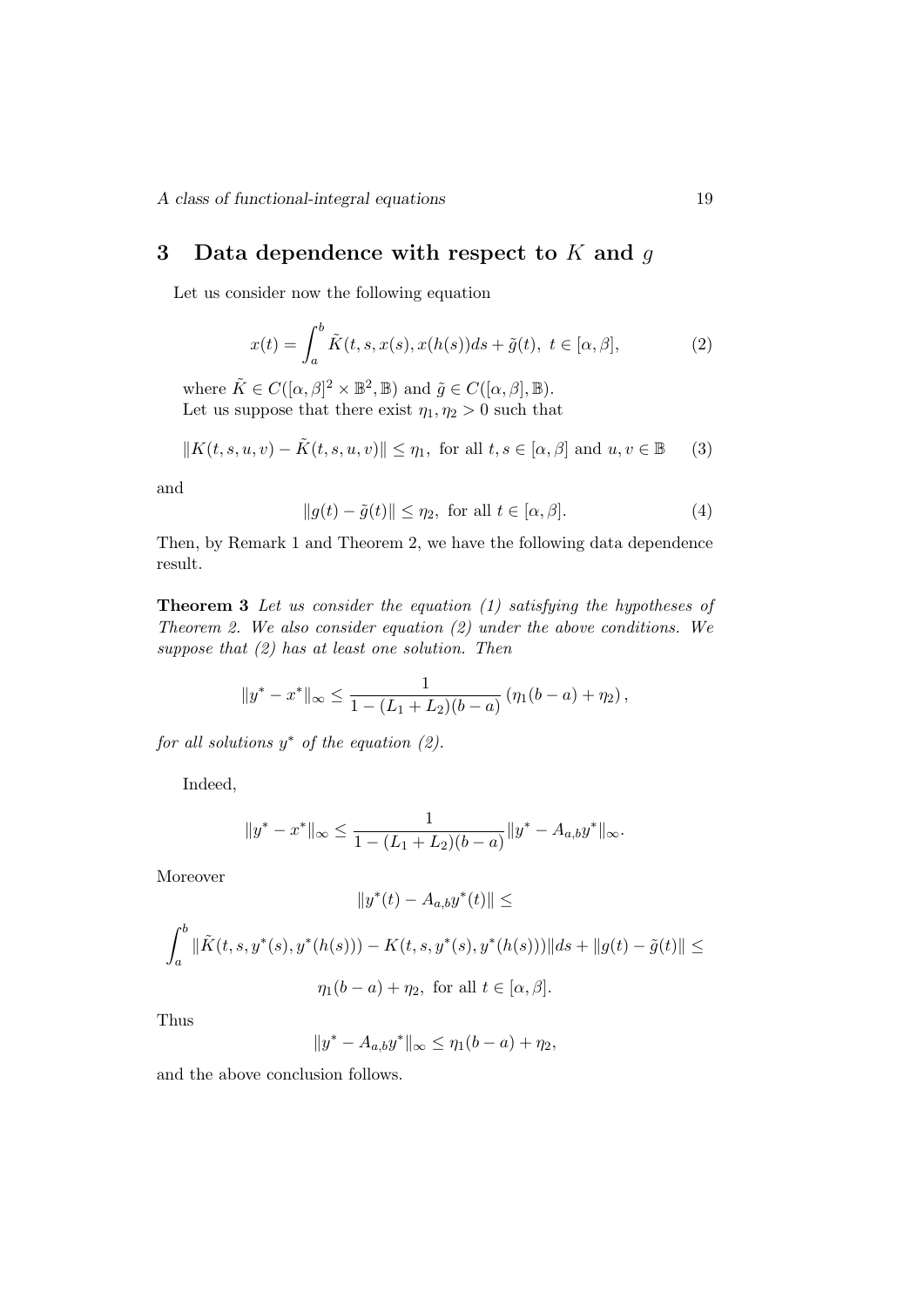## 3 Data dependence with respect to $K$ and $g$

Let us consider now the following equation

$$x(t) = \int_a^b \tilde{K}(t, s, x(s), x(h(s)))ds + \tilde{g}(t),\ t \in [\alpha, \beta], \tag{2}$$

where $\tilde{K} \in C([\alpha, \beta]^2 \times \mathbb{B}^2, \mathbb{B})$ and $\tilde{g} \in C([\alpha, \beta], \mathbb{B})$.
Let us suppose that there exist $\eta_1, \eta_2 > 0$ such that

$$\|K(t, s, u, v) - \tilde{K}(t, s, u, v)\| \leq \eta_1, \text{ for all } t, s \in [\alpha, \beta] \text{ and } u, v \in \mathbb{B} \tag{3}$$

and

$$\|g(t) - \tilde{g}(t)\| \leq \eta_2, \text{ for all } t \in [\alpha, \beta]. \tag{4}$$

Then, by Remark 1 and Theorem 2, we have the following data dependence result.

**Theorem 3** *Let us consider the equation (1) satisfying the hypotheses of Theorem 2. We also consider equation (2) under the above conditions. We suppose that (2) has at least one solution. Then*

$$\|y^* - x^*\|_\infty \leq \frac{1}{1 - (L_1 + L_2)(b - a)} \left(\eta_1(b - a) + \eta_2\right),$$

*for all solutions $y^*$ of the equation (2).*

Indeed,

$$\|y^* - x^*\|_\infty \leq \frac{1}{1 - (L_1 + L_2)(b - a)} \|y^* - A_{a,b}y^*\|_\infty.$$

Moreover

$$\|y^*(t) - A_{a,b}y^*(t)\| \leq$$

$$\int_a^b \|\tilde{K}(t, s, y^*(s), y^*(h(s))) - K(t, s, y^*(s), y^*(h(s)))\|ds + \|g(t) - \tilde{g}(t)\| \leq$$

$$\eta_1(b - a) + \eta_2, \text{ for all } t \in [\alpha, \beta].$$

Thus

$$\|y^* - A_{a,b}y^*\|_\infty \leq \eta_1(b - a) + \eta_2,$$

and the above conclusion follows.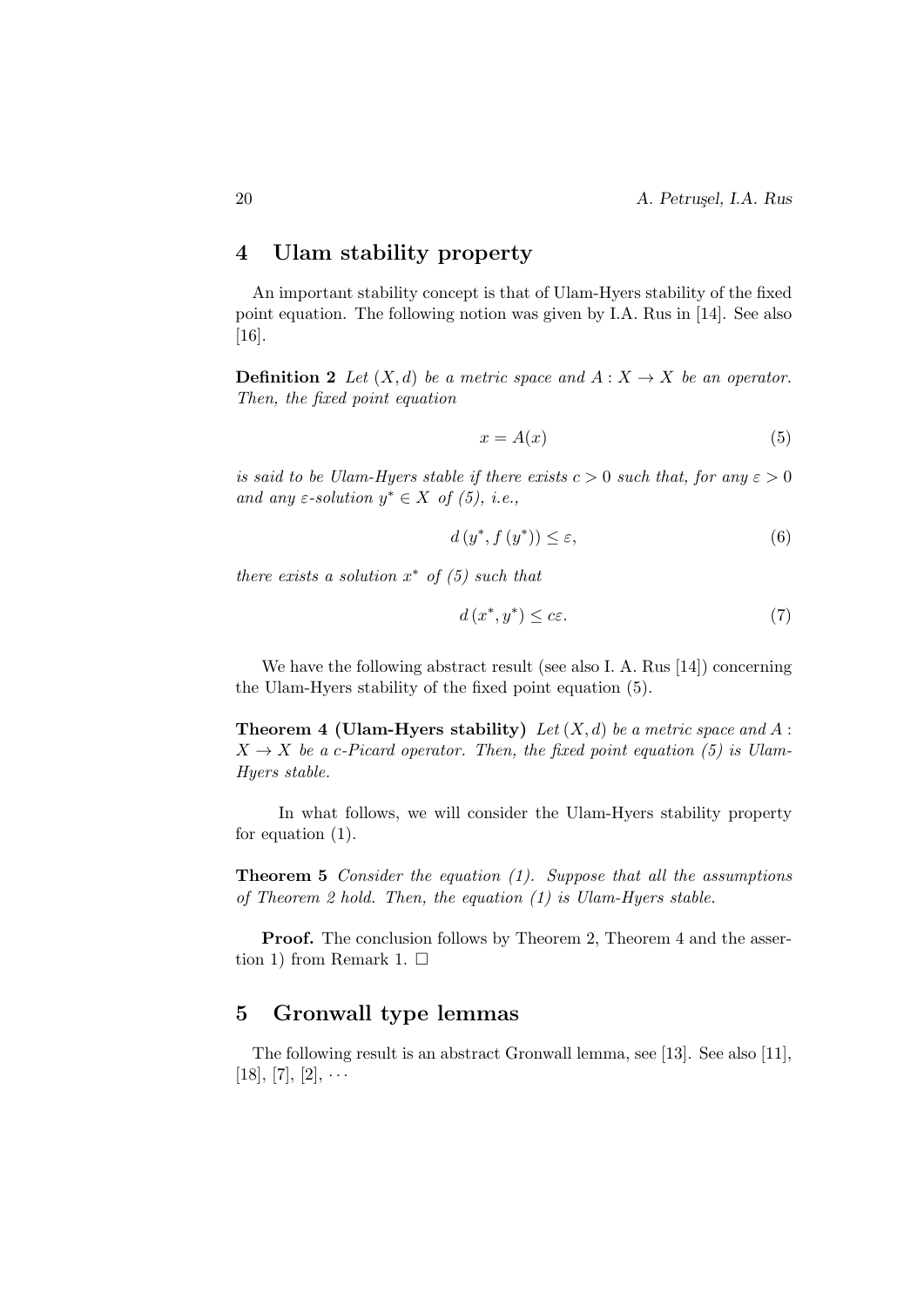## 4 Ulam stability property

An important stability concept is that of Ulam-Hyers stability of the fixed point equation. The following notion was given by I.A. Rus in [14]. See also [16].

**Definition 2** *Let $(X, d)$ be a metric space and $A : X \to X$ be an operator. Then, the fixed point equation*

$$x = A(x) \tag{5}$$

*is said to be Ulam-Hyers stable if there exists $c > 0$ such that, for any $\varepsilon > 0$ and any $\varepsilon$-solution $y^* \in X$ of (5), i.e.,*

$$d\left(y^*, f\left(y^*\right)\right) \leq \varepsilon, \tag{6}$$

*there exists a solution $x^*$ of (5) such that*

$$d\left(x^*, y^*\right) \leq c\varepsilon. \tag{7}$$

We have the following abstract result (see also I. A. Rus [14]) concerning the Ulam-Hyers stability of the fixed point equation (5).

**Theorem 4 (Ulam-Hyers stability)** *Let $(X, d)$ be a metric space and $A : X \to X$ be a c-Picard operator. Then, the fixed point equation (5) is Ulam-Hyers stable.*

In what follows, we will consider the Ulam-Hyers stability property for equation (1).

**Theorem 5** *Consider the equation (1). Suppose that all the assumptions of Theorem 2 hold. Then, the equation (1) is Ulam-Hyers stable.*

**Proof.** The conclusion follows by Theorem 2, Theorem 4 and the assertion 1) from Remark 1. □

## 5 Gronwall type lemmas

The following result is an abstract Gronwall lemma, see [13]. See also [11], [18], [7], [2], $\cdots$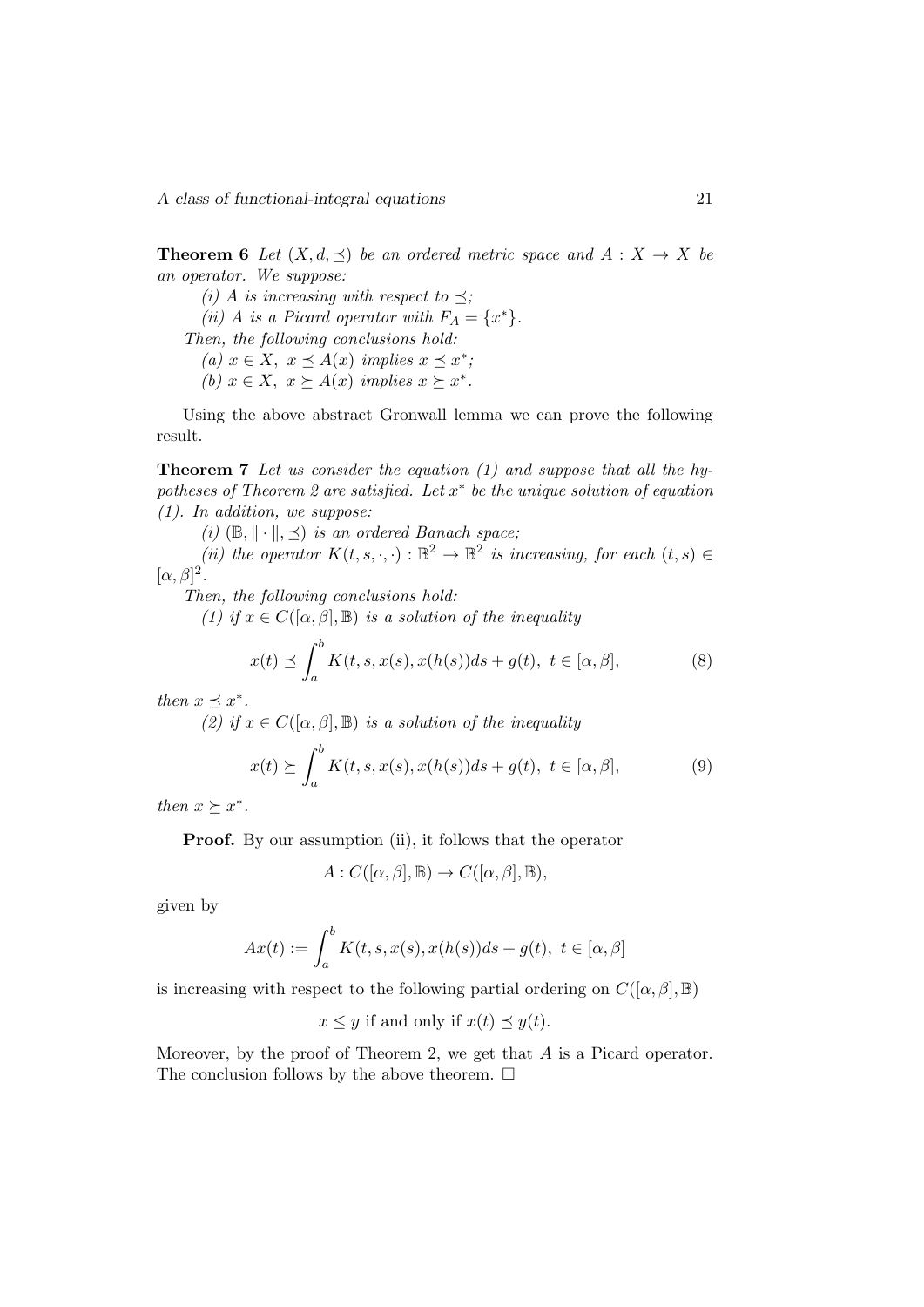**Theorem 6** *Let $(X, d, \preceq)$ be an ordered metric space and $A : X \to X$ be an operator. We suppose:*

*(i) $A$ is increasing with respect to $\preceq$;*

*(ii) $A$ is a Picard operator with $F_A = \{x^*\}$.*

*Then, the following conclusions hold:*

*(a) $x \in X,\ x \preceq A(x)$ implies $x \preceq x^*$;*

*(b) $x \in X,\ x \succeq A(x)$ implies $x \succeq x^*$.*

Using the above abstract Gronwall lemma we can prove the following result.

**Theorem 7** *Let us consider the equation (1) and suppose that all the hypotheses of Theorem 2 are satisfied. Let $x^*$ be the unique solution of equation (1). In addition, we suppose:*

*(i) $(\mathbb{B}, \|\cdot\|, \preceq)$ is an ordered Banach space;*

*(ii) the operator $K(t, s, \cdot, \cdot) : \mathbb{B}^2 \to \mathbb{B}^2$ is increasing, for each $(t, s) \in [\alpha, \beta]^2$.*

*Then, the following conclusions hold:*

*(1) if $x \in C([\alpha, \beta], \mathbb{B})$ is a solution of the inequality*

$$x(t) \preceq \int_a^b K(t, s, x(s), x(h(s)))ds + g(t),\ t \in [\alpha, \beta], \tag{8}$$

*then $x \preceq x^*$.*

*(2) if $x \in C([\alpha, \beta], \mathbb{B})$ is a solution of the inequality*

$$x(t) \succeq \int_a^b K(t, s, x(s), x(h(s)))ds + g(t),\ t \in [\alpha, \beta], \tag{9}$$

*then $x \succeq x^*$.*

**Proof.** By our assumption (ii), it follows that the operator

$$A : C([\alpha, \beta], \mathbb{B}) \to C([\alpha, \beta], \mathbb{B}),$$

given by

$$Ax(t) := \int_a^b K(t, s, x(s), x(h(s)))ds + g(t),\ t \in [\alpha, \beta]$$

is increasing with respect to the following partial ordering on $C([\alpha, \beta], \mathbb{B})$

$$x \leq y \text{ if and only if } x(t) \preceq y(t).$$

Moreover, by the proof of Theorem 2, we get that $A$ is a Picard operator. The conclusion follows by the above theorem. $\square$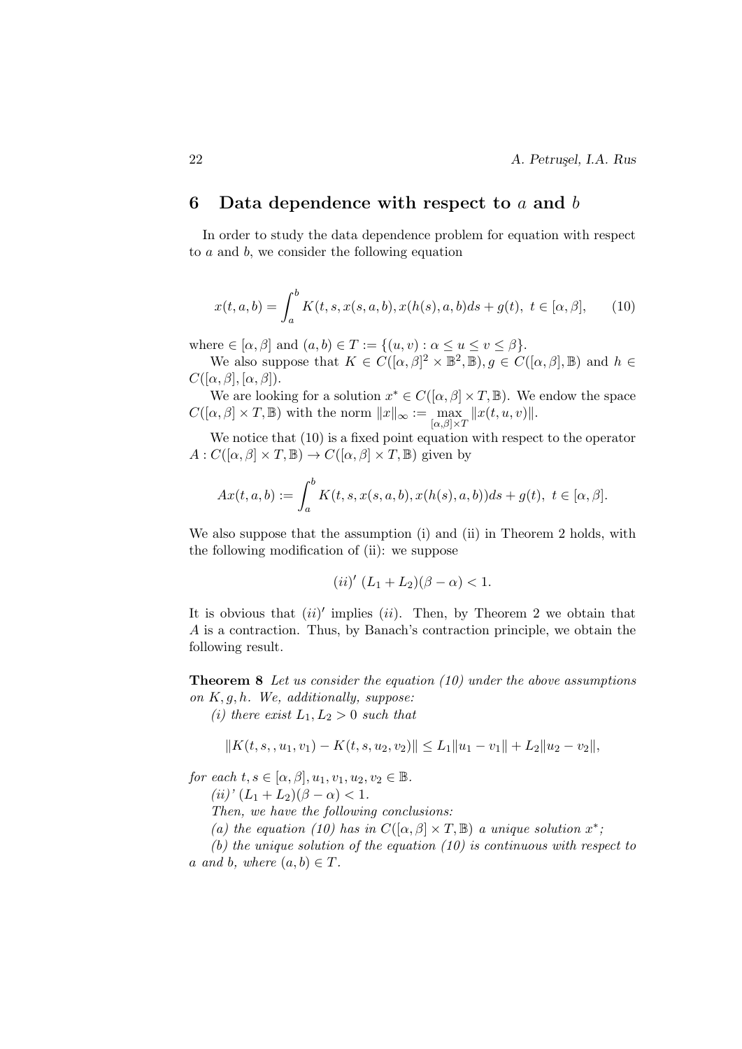## 6 Data dependence with respect to $a$ and $b$

In order to study the data dependence problem for equation with respect to $a$ and $b$, we consider the following equation

$$x(t,a,b) = \int_a^b K(t,s,x(s,a,b),x(h(s),a,b)ds + g(t),\ t \in [\alpha,\beta], \tag{10}$$

where $\in [\alpha,\beta]$ and $(a,b) \in T := \{(u,v) : \alpha \leq u \leq v \leq \beta\}$.

We also suppose that $K \in C([\alpha,\beta]^2 \times \mathbb{B}^2, \mathbb{B}), g \in C([\alpha,\beta],\mathbb{B})$ and $h \in C([\alpha,\beta],[\alpha,\beta])$.

We are looking for a solution $x^* \in C([\alpha,\beta] \times T, \mathbb{B})$. We endow the space $C([\alpha,\beta] \times T, \mathbb{B})$ with the norm $\|x\|_\infty := \max_{[\alpha,\beta]\times T} \|x(t,u,v)\|$.

We notice that (10) is a fixed point equation with respect to the operator $A : C([\alpha,\beta] \times T, \mathbb{B}) \to C([\alpha,\beta] \times T, \mathbb{B})$ given by

$$Ax(t,a,b) := \int_a^b K(t,s,x(s,a,b),x(h(s),a,b))ds + g(t),\ t \in [\alpha,\beta].$$

We also suppose that the assumption (i) and (ii) in Theorem 2 holds, with the following modification of (ii): we suppose

$$(ii)'\ (L_1 + L_2)(\beta - \alpha) < 1.$$

It is obvious that $(ii)'$ implies $(ii)$. Then, by Theorem 2 we obtain that $A$ is a contraction. Thus, by Banach's contraction principle, we obtain the following result.

**Theorem 8** *Let us consider the equation (10) under the above assumptions on $K, g, h$. We, additionally, suppose:*

*(i) there exist $L_1, L_2 > 0$ such that*

$$\|K(t,s,,u_1,v_1) - K(t,s,u_2,v_2)\| \leq L_1\|u_1 - v_1\| + L_2\|u_2 - v_2\|,$$

*for each $t, s \in [\alpha,\beta], u_1, v_1, u_2, v_2 \in \mathbb{B}$.*

*(ii)' $(L_1 + L_2)(\beta - \alpha) < 1$.*

*Then, we have the following conclusions:*

*(a) the equation (10) has in $C([\alpha,\beta] \times T, \mathbb{B})$ a unique solution $x^*$;*

*(b) the unique solution of the equation (10) is continuous with respect to $a$ and $b$, where $(a,b) \in T$.*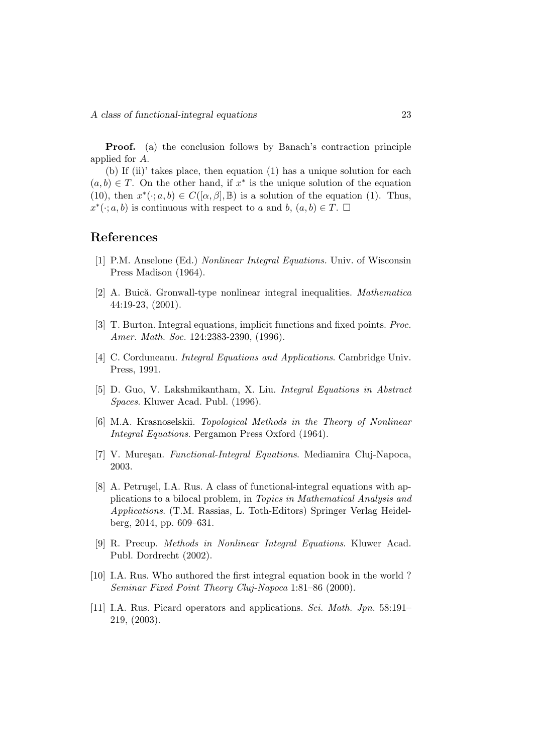**Proof.** (a) the conclusion follows by Banach's contraction principle applied for $A$.

(b) If (ii)' takes place, then equation (1) has a unique solution for each $(a, b) \in T$. On the other hand, if $x^*$ is the unique solution of the equation (10), then $x^*(\cdot; a, b) \in C([\alpha, \beta], \mathbb{B})$ is a solution of the equation (1). Thus, $x^*(\cdot; a, b)$ is continuous with respect to $a$ and $b$, $(a, b) \in T$. $\square$

## References

[1] P.M. Anselone (Ed.) *Nonlinear Integral Equations.* Univ. of Wisconsin Press Madison (1964).

[2] A. Buică. Gronwall-type nonlinear integral inequalities. *Mathematica* 44:19-23, (2001).

[3] T. Burton. Integral equations, implicit functions and fixed points. *Proc. Amer. Math. Soc.* 124:2383-2390, (1996).

[4] C. Corduneanu. *Integral Equations and Applications*. Cambridge Univ. Press, 1991.

[5] D. Guo, V. Lakshmikantham, X. Liu. *Integral Equations in Abstract Spaces*. Kluwer Acad. Publ. (1996).

[6] M.A. Krasnoselskii. *Topological Methods in the Theory of Nonlinear Integral Equations*. Pergamon Press Oxford (1964).

[7] V. Mureşan. *Functional-Integral Equations*. Mediamira Cluj-Napoca, 2003.

[8] A. Petruşel, I.A. Rus. A class of functional-integral equations with applications to a bilocal problem, in *Topics in Mathematical Analysis and Applications*. (T.M. Rassias, L. Toth-Editors) Springer Verlag Heidelberg, 2014, pp. 609–631.

[9] R. Precup. *Methods in Nonlinear Integral Equations*. Kluwer Acad. Publ. Dordrecht (2002).

[10] I.A. Rus. Who authored the first integral equation book in the world ? *Seminar Fixed Point Theory Cluj-Napoca* 1:81–86 (2000).

[11] I.A. Rus. Picard operators and applications. *Sci. Math. Jpn.* 58:191–219, (2003).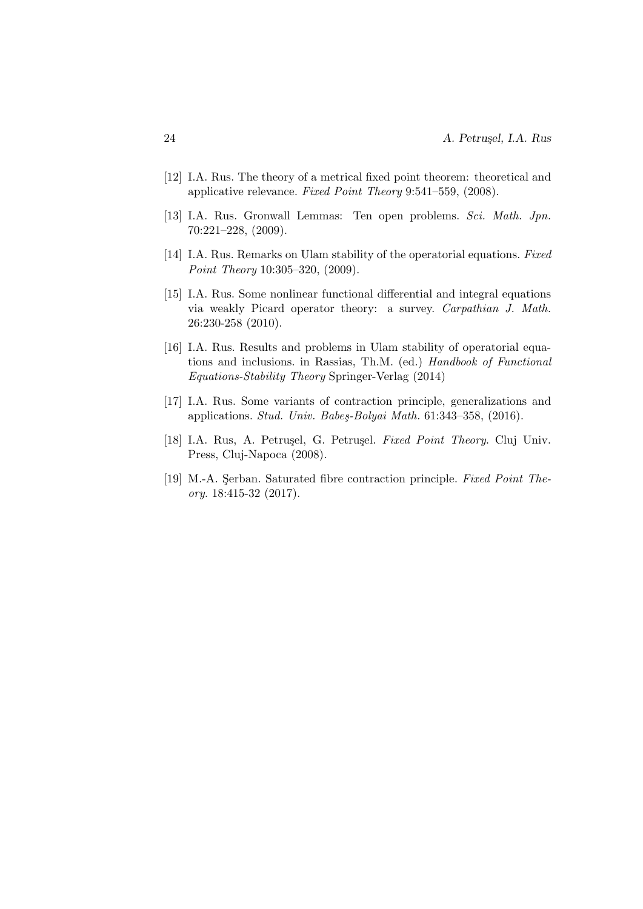[12] I.A. Rus. The theory of a metrical fixed point theorem: theoretical and applicative relevance. *Fixed Point Theory* 9:541–559, (2008).

[13] I.A. Rus. Gronwall Lemmas: Ten open problems. *Sci. Math. Jpn.* 70:221–228, (2009).

[14] I.A. Rus. Remarks on Ulam stability of the operatorial equations. *Fixed Point Theory* 10:305–320, (2009).

[15] I.A. Rus. Some nonlinear functional differential and integral equations via weakly Picard operator theory: a survey. *Carpathian J. Math.* 26:230-258 (2010).

[16] I.A. Rus. Results and problems in Ulam stability of operatorial equations and inclusions. in Rassias, Th.M. (ed.) *Handbook of Functional Equations-Stability Theory* Springer-Verlag (2014)

[17] I.A. Rus. Some variants of contraction principle, generalizations and applications. *Stud. Univ. Babeş-Bolyai Math.* 61:343–358, (2016).

[18] I.A. Rus, A. Petruşel, G. Petruşel. *Fixed Point Theory*. Cluj Univ. Press, Cluj-Napoca (2008).

[19] M.-A. Şerban. Saturated fibre contraction principle. *Fixed Point Theory*. 18:415-32 (2017).